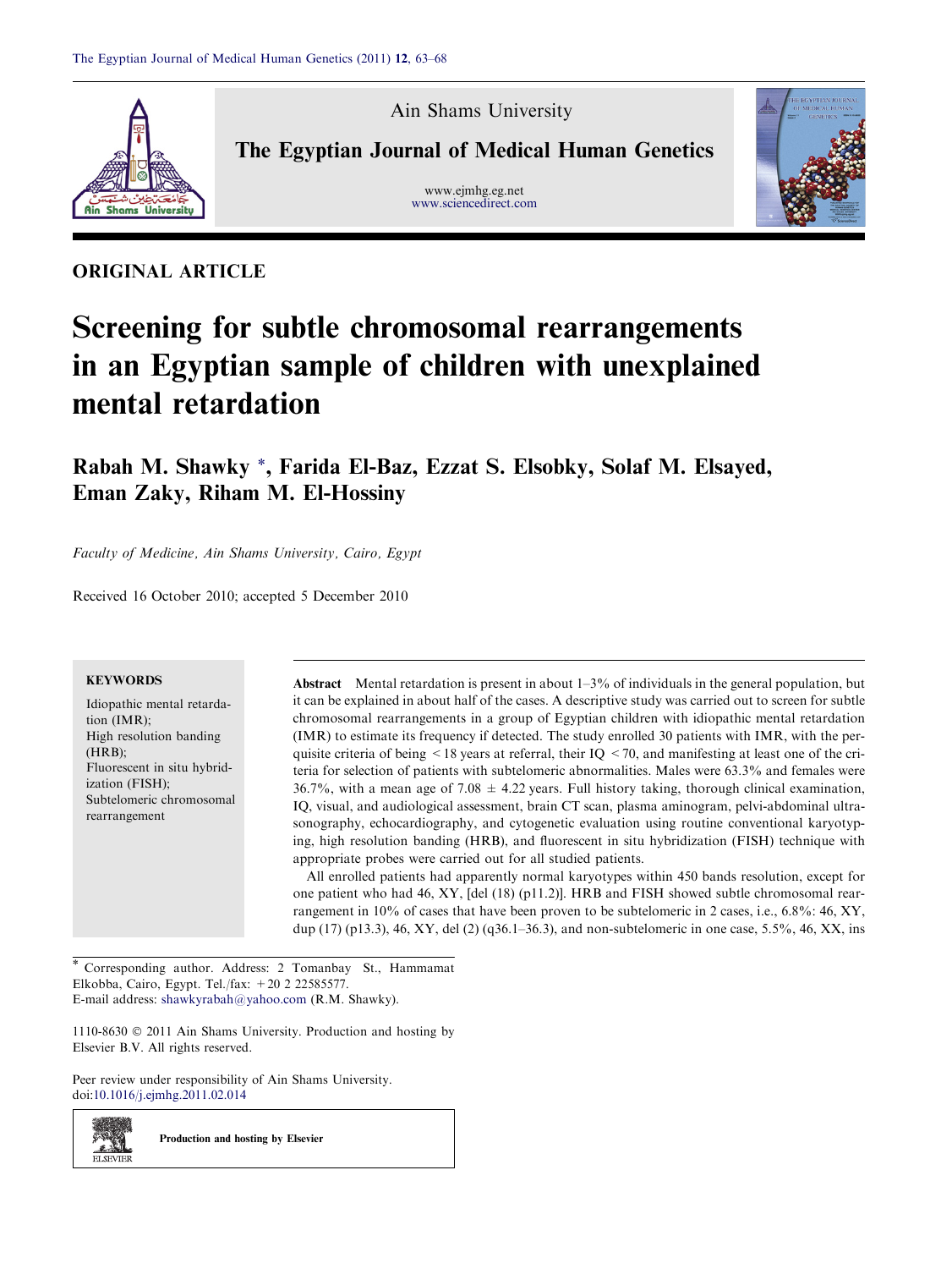Ain Shams University

The Egyptian Journal of Medical Human Genetics

www.ejmhg.eg.net
www.sciencedirect.com

ORIGINAL ARTICLE

# Screening for subtle chromosomal rearrangements in an Egyptian sample of children with unexplained mental retardation

**Rabah M. Shawky \*, Farida El-Baz, Ezzat S. Elsobky, Solaf M. Elsayed, Eman Zaky, Riham M. El-Hossiny**

*Faculty of Medicine, Ain Shams University, Cairo, Egypt*

Received 16 October 2010; accepted 5 December 2010

**KEYWORDS**

Idiopathic mental retardation (IMR);
High resolution banding (HRB);
Fluorescent in situ hybridization (FISH);
Subtelomeric chromosomal rearrangement

**Abstract** Mental retardation is present in about 1–3% of individuals in the general population, but it can be explained in about half of the cases. A descriptive study was carried out to screen for subtle chromosomal rearrangements in a group of Egyptian children with idiopathic mental retardation (IMR) to estimate its frequency if detected. The study enrolled 30 patients with IMR, with the perquisite criteria of being <18 years at referral, their IQ <70, and manifesting at least one of the criteria for selection of patients with subtelomeric abnormalities. Males were 63.3% and females were 36.7%, with a mean age of 7.08 ± 4.22 years. Full history taking, thorough clinical examination, IQ, visual, and audiological assessment, brain CT scan, plasma aminogram, pelvi-abdominal ultrasonography, echocardiography, and cytogenetic evaluation using routine conventional karyotyping, high resolution banding (HRB), and fluorescent in situ hybridization (FISH) technique with appropriate probes were carried out for all studied patients.

All enrolled patients had apparently normal karyotypes within 450 bands resolution, except for one patient who had 46, XY, [del (18) (p11.2)]. HRB and FISH showed subtle chromosomal rearrangement in 10% of cases that have been proven to be subtelomeric in 2 cases, i.e., 6.8%: 46, XY, dup (17) (p13.3), 46, XY, del (2) (q36.1–36.3), and non-subtelomeric in one case, 5.5%, 46, XX, ins

\* Corresponding author. Address: 2 Tomanbay St., Hammamat Elkobba, Cairo, Egypt. Tel./fax: +20 2 22585577.
E-mail address: shawkyrabah@yahoo.com (R.M. Shawky).

1110-8630 © 2011 Ain Shams University. Production and hosting by Elsevier B.V. All rights reserved.

Peer review under responsibility of Ain Shams University.
doi:10.1016/j.ejmhg.2011.02.014

Production and hosting by Elsevier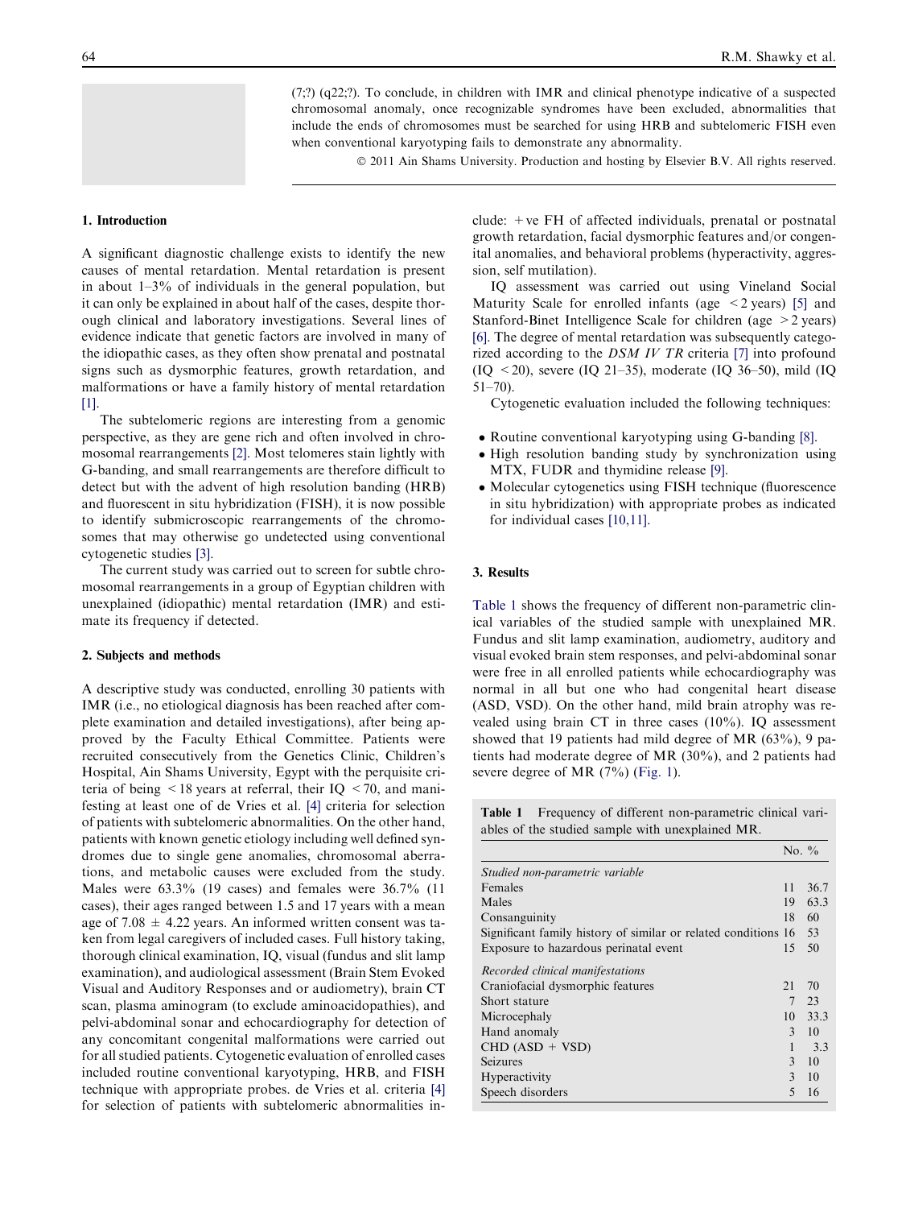(7;?) (q22;?). To conclude, in children with IMR and clinical phenotype indicative of a suspected chromosomal anomaly, once recognizable syndromes have been excluded, abnormalities that include the ends of chromosomes must be searched for using HRB and subtelomeric FISH even when conventional karyotyping fails to demonstrate any abnormality.

© 2011 Ain Shams University. Production and hosting by Elsevier B.V. All rights reserved.

## 1. Introduction

A significant diagnostic challenge exists to identify the new causes of mental retardation. Mental retardation is present in about 1–3% of individuals in the general population, but it can only be explained in about half of the cases, despite thorough clinical and laboratory investigations. Several lines of evidence indicate that genetic factors are involved in many of the idiopathic cases, as they often show prenatal and postnatal signs such as dysmorphic features, growth retardation, and malformations or have a family history of mental retardation [1].

The subtelomeric regions are interesting from a genomic perspective, as they are gene rich and often involved in chromosomal rearrangements [2]. Most telomeres stain lightly with G-banding, and small rearrangements are therefore difficult to detect but with the advent of high resolution banding (HRB) and fluorescent in situ hybridization (FISH), it is now possible to identify submicroscopic rearrangements of the chromosomes that may otherwise go undetected using conventional cytogenetic studies [3].

The current study was carried out to screen for subtle chromosomal rearrangements in a group of Egyptian children with unexplained (idiopathic) mental retardation (IMR) and estimate its frequency if detected.

## 2. Subjects and methods

A descriptive study was conducted, enrolling 30 patients with IMR (i.e., no etiological diagnosis has been reached after complete examination and detailed investigations), after being approved by the Faculty Ethical Committee. Patients were recruited consecutively from the Genetics Clinic, Children's Hospital, Ain Shams University, Egypt with the perquisite criteria of being <18 years at referral, their IQ <70, and manifesting at least one of de Vries et al. [4] criteria for selection of patients with subtelomeric abnormalities. On the other hand, patients with known genetic etiology including well defined syndromes due to single gene anomalies, chromosomal aberrations, and metabolic causes were excluded from the study. Males were 63.3% (19 cases) and females were 36.7% (11 cases), their ages ranged between 1.5 and 17 years with a mean age of 7.08 ± 4.22 years. An informed written consent was taken from legal caregivers of included cases. Full history taking, thorough clinical examination, IQ, visual (fundus and slit lamp examination), and audiological assessment (Brain Stem Evoked Visual and Auditory Responses and or audiometry), brain CT scan, plasma aminogram (to exclude aminoacidopathies), and pelvi-abdominal sonar and echocardiography for detection of any concomitant congenital malformations were carried out for all studied patients. Cytogenetic evaluation of enrolled cases included routine conventional karyotyping, HRB, and FISH technique with appropriate probes. de Vries et al. criteria [4] for selection of patients with subtelomeric abnormalities include: +ve FH of affected individuals, prenatal or postnatal growth retardation, facial dysmorphic features and/or congenital anomalies, and behavioral problems (hyperactivity, aggression, self mutilation).

IQ assessment was carried out using Vineland Social Maturity Scale for enrolled infants (age <2 years) [5] and Stanford-Binet Intelligence Scale for children (age >2 years) [6]. The degree of mental retardation was subsequently categorized according to the *DSM IV TR* criteria [7] into profound (IQ <20), severe (IQ 21–35), moderate (IQ 36–50), mild (IQ 51–70).

Cytogenetic evaluation included the following techniques:

- Routine conventional karyotyping using G-banding [8].
- High resolution banding study by synchronization using MTX, FUDR and thymidine release [9].
- Molecular cytogenetics using FISH technique (fluorescence in situ hybridization) with appropriate probes as indicated for individual cases [10,11].

## 3. Results

Table 1 shows the frequency of different non-parametric clinical variables of the studied sample with unexplained MR. Fundus and slit lamp examination, audiometry, auditory and visual evoked brain stem responses, and pelvi-abdominal sonar were free in all enrolled patients while echocardiography was normal in all but one who had congenital heart disease (ASD, VSD). On the other hand, mild brain atrophy was revealed using brain CT in three cases (10%). IQ assessment showed that 19 patients had mild degree of MR (63%), 9 patients had moderate degree of MR (30%), and 2 patients had severe degree of MR (7%) (Fig. 1).

**Table 1** Frequency of different non-parametric clinical variables of the studied sample with unexplained MR.

| | No. | % |
|---|---|---|
| *Studied non-parametric variable* | | |
| Females | 11 | 36.7 |
| Males | 19 | 63.3 |
| Consanguinity | 18 | 60 |
| Significant family history of similar or related conditions | 16 | 53 |
| Exposure to hazardous perinatal event | 15 | 50 |
| *Recorded clinical manifestations* | | |
| Craniofacial dysmorphic features | 21 | 70 |
| Short stature | 7 | 23 |
| Microcephaly | 10 | 33.3 |
| Hand anomaly | 3 | 10 |
| CHD (ASD + VSD) | 1 | 3.3 |
| Seizures | 3 | 10 |
| Hyperactivity | 3 | 10 |
| Speech disorders | 5 | 16 |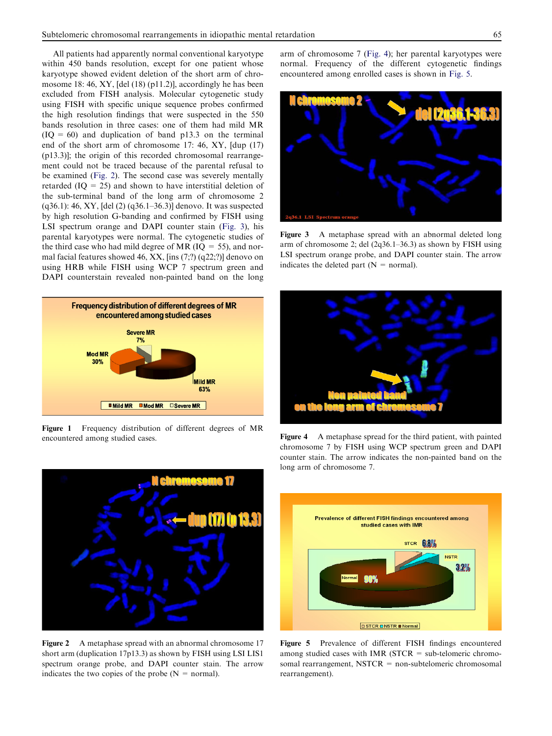All patients had apparently normal conventional karyotype within 450 bands resolution, except for one patient whose karyotype showed evident deletion of the short arm of chromosome 18: 46, XY, [del (18) (p11.2)], accordingly he has been excluded from FISH analysis. Molecular cytogenetic study using FISH with specific unique sequence probes confirmed the high resolution findings that were suspected in the 550 bands resolution in three cases: one of them had mild MR (IQ = 60) and duplication of band p13.3 on the terminal end of the short arm of chromosome 17: 46, XY, [dup (17) (p13.3)]; the origin of this recorded chromosomal rearrangement could not be traced because of the parental refusal to be examined (Fig. 2). The second case was severely mentally retarded (IQ = 25) and shown to have interstitial deletion of the sub-terminal band of the long arm of chromosome 2 (q36.1): 46, XY, [del (2) (q36.1–36.3)] denovo. It was suspected by high resolution G-banding and confirmed by FISH using LSI spectrum orange and DAPI counter stain (Fig. 3), his parental karyotypes were normal. The cytogenetic studies of the third case who had mild degree of MR (IQ = 55), and normal facial features showed 46, XX, [ins (7;?) (q22;?)] denovo on using HRB while FISH using WCP 7 spectrum green and DAPI counterstain revealed non-painted band on the long arm of chromosome 7 (Fig. 4); her parental karyotypes were normal. Frequency of the different cytogenetic findings encountered among enrolled cases is shown in Fig. 5.

**Figure 1** Frequency distribution of different degrees of MR encountered among studied cases.

**Figure 2** A metaphase spread with an abnormal chromosome 17 short arm (duplication 17p13.3) as shown by FISH using LSI LIS1 spectrum orange probe, and DAPI counter stain. The arrow indicates the two copies of the probe (N = normal).

**Figure 3** A metaphase spread with an abnormal deleted long arm of chromosome 2; del (2q36.1–36.3) as shown by FISH using LSI spectrum orange probe, and DAPI counter stain. The arrow indicates the deleted part (N = normal).

**Figure 4** A metaphase spread for the third patient, with painted chromosome 7 by FISH using WCP spectrum green and DAPI counter stain. The arrow indicates the non-painted band on the long arm of chromosome 7.

**Figure 5** Prevalence of different FISH findings encountered among studied cases with IMR (STCR = sub-telomeric chromosomal rearrangement, NSTCR = non-subtelomeric chromosomal rearrangement).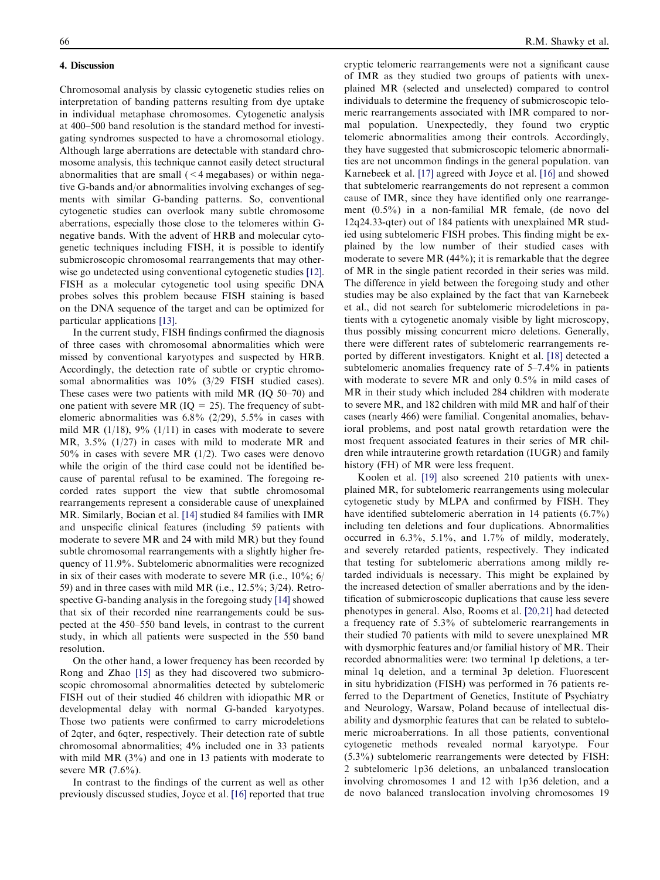## 4. Discussion

Chromosomal analysis by classic cytogenetic studies relies on interpretation of banding patterns resulting from dye uptake in individual metaphase chromosomes. Cytogenetic analysis at 400–500 band resolution is the standard method for investigating syndromes suspected to have a chromosomal etiology. Although large aberrations are detectable with standard chromosome analysis, this technique cannot easily detect structural abnormalities that are small (< 4 megabases) or within negative G-bands and/or abnormalities involving exchanges of segments with similar G-banding patterns. So, conventional cytogenetic studies can overlook many subtle chromosome aberrations, especially those close to the telomeres within G-negative bands. With the advent of HRB and molecular cytogenetic techniques including FISH, it is possible to identify submicroscopic chromosomal rearrangements that may otherwise go undetected using conventional cytogenetic studies [12]. FISH as a molecular cytogenetic tool using specific DNA probes solves this problem because FISH staining is based on the DNA sequence of the target and can be optimized for particular applications [13].

In the current study, FISH findings confirmed the diagnosis of three cases with chromosomal abnormalities which were missed by conventional karyotypes and suspected by HRB. Accordingly, the detection rate of subtle or cryptic chromosomal abnormalities was 10% (3/29 FISH studied cases). These cases were two patients with mild MR (IQ 50–70) and one patient with severe MR (IQ = 25). The frequency of subtelomeric abnormalities was 6.8% (2/29), 5.5% in cases with mild MR (1/18), 9% (1/11) in cases with moderate to severe MR, 3.5% (1/27) in cases with mild to moderate MR and 50% in cases with severe MR (1/2). Two cases were denovo while the origin of the third case could not be identified because of parental refusal to be examined. The foregoing recorded rates support the view that subtle chromosomal rearrangements represent a considerable cause of unexplained MR. Similarly, Bocian et al. [14] studied 84 families with IMR and unspecific clinical features (including 59 patients with moderate to severe MR and 24 with mild MR) but they found subtle chromosomal rearrangements with a slightly higher frequency of 11.9%. Subtelomeric abnormalities were recognized in six of their cases with moderate to severe MR (i.e., 10%; 6/59) and in three cases with mild MR (i.e., 12.5%; 3/24). Retrospective G-banding analysis in the foregoing study [14] showed that six of their recorded nine rearrangements could be suspected at the 450–550 band levels, in contrast to the current study, in which all patients were suspected in the 550 band resolution.

On the other hand, a lower frequency has been recorded by Rong and Zhao [15] as they had discovered two submicroscopic chromosomal abnormalities detected by subtelomeric FISH out of their studied 46 children with idiopathic MR or developmental delay with normal G-banded karyotypes. Those two patients were confirmed to carry microdeletions of 2qter, and 6qter, respectively. Their detection rate of subtle chromosomal abnormalities; 4% included one in 33 patients with mild MR (3%) and one in 13 patients with moderate to severe MR (7.6%).

In contrast to the findings of the current as well as other previously discussed studies, Joyce et al. [16] reported that true cryptic telomeric rearrangements were not a significant cause of IMR as they studied two groups of patients with unexplained MR (selected and unselected) compared to control individuals to determine the frequency of submicroscopic telomeric rearrangements associated with IMR compared to normal population. Unexpectedly, they found two cryptic telomeric abnormalities among their controls. Accordingly, they have suggested that submicroscopic telomeric abnormalities are not uncommon findings in the general population. van Karnebeek et al. [17] agreed with Joyce et al. [16] and showed that subtelomeric rearrangements do not represent a common cause of IMR, since they have identified only one rearrangement (0.5%) in a non-familial MR female, (de novo del 12q24.33-qter) out of 184 patients with unexplained MR studied using subtelomeric FISH probes. This finding might be explained by the low number of their studied cases with moderate to severe MR (44%); it is remarkable that the degree of MR in the single patient recorded in their series was mild. The difference in yield between the foregoing study and other studies may be also explained by the fact that van Karnebeek et al., did not search for subtelomeric microdeletions in patients with a cytogenetic anomaly visible by light microscopy, thus possibly missing concurrent micro deletions. Generally, there were different rates of subtelomeric rearrangements reported by different investigators. Knight et al. [18] detected a subtelomeric anomalies frequency rate of 5–7.4% in patients with moderate to severe MR and only 0.5% in mild cases of MR in their study which included 284 children with moderate to severe MR, and 182 children with mild MR and half of their cases (nearly 466) were familial. Congenital anomalies, behavioral problems, and post natal growth retardation were the most frequent associated features in their series of MR children while intrauterine growth retardation (IUGR) and family history (FH) of MR were less frequent.

Koolen et al. [19] also screened 210 patients with unexplained MR, for subtelomeric rearrangements using molecular cytogenetic study by MLPA and confirmed by FISH. They have identified subtelomeric aberration in 14 patients (6.7%) including ten deletions and four duplications. Abnormalities occurred in 6.3%, 5.1%, and 1.7% of mildly, moderately, and severely retarded patients, respectively. They indicated that testing for subtelomeric aberrations among mildly retarded individuals is necessary. This might be explained by the increased detection of smaller aberrations and by the identification of submicroscopic duplications that cause less severe phenotypes in general. Also, Rooms et al. [20,21] had detected a frequency rate of 5.3% of subtelomeric rearrangements in their studied 70 patients with mild to severe unexplained MR with dysmorphic features and/or familial history of MR. Their recorded abnormalities were: two terminal 1p deletions, a terminal 1q deletion, and a terminal 3p deletion. Fluorescent in situ hybridization (FISH) was performed in 76 patients referred to the Department of Genetics, Institute of Psychiatry and Neurology, Warsaw, Poland because of intellectual disability and dysmorphic features that can be related to subtelomeric microaberrations. In all those patients, conventional cytogenetic methods revealed normal karyotype. Four (5.3%) subtelomeric rearrangements were detected by FISH: 2 subtelomeric 1p36 deletions, an unbalanced translocation involving chromosomes 1 and 12 with 1p36 deletion, and a de novo balanced translocation involving chromosomes 19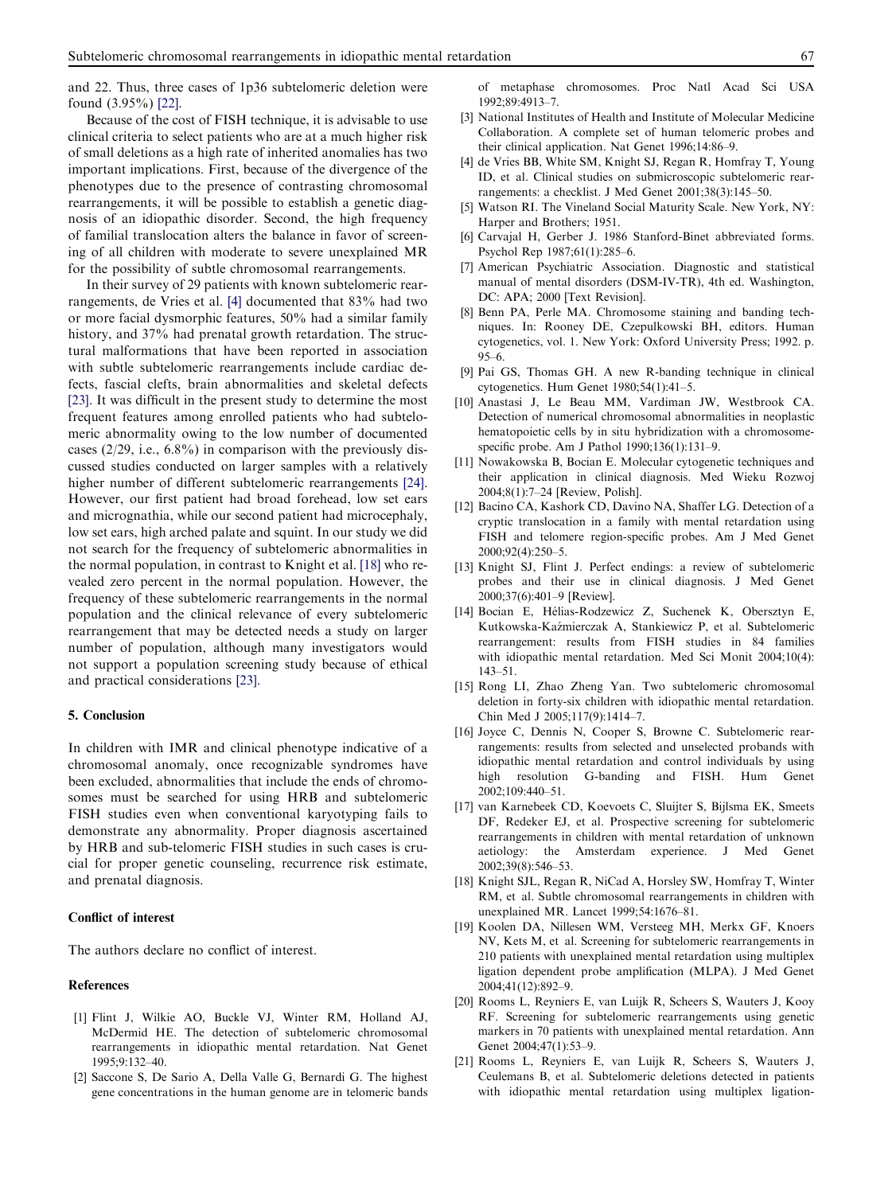and 22. Thus, three cases of 1p36 subtelomeric deletion were found (3.95%) [22].

Because of the cost of FISH technique, it is advisable to use clinical criteria to select patients who are at a much higher risk of small deletions as a high rate of inherited anomalies has two important implications. First, because of the divergence of the phenotypes due to the presence of contrasting chromosomal rearrangements, it will be possible to establish a genetic diagnosis of an idiopathic disorder. Second, the high frequency of familial translocation alters the balance in favor of screening of all children with moderate to severe unexplained MR for the possibility of subtle chromosomal rearrangements.

In their survey of 29 patients with known subtelomeric rearrangements, de Vries et al. [4] documented that 83% had two or more facial dysmorphic features, 50% had a similar family history, and 37% had prenatal growth retardation. The structural malformations that have been reported in association with subtle subtelomeric rearrangements include cardiac defects, fascial clefts, brain abnormalities and skeletal defects [23]. It was difficult in the present study to determine the most frequent features among enrolled patients who had subtelomeric abnormality owing to the low number of documented cases (2/29, i.e., 6.8%) in comparison with the previously discussed studies conducted on larger samples with a relatively higher number of different subtelomeric rearrangements [24]. However, our first patient had broad forehead, low set ears and micrognathia, while our second patient had microcephaly, low set ears, high arched palate and squint. In our study we did not search for the frequency of subtelomeric abnormalities in the normal population, in contrast to Knight et al. [18] who revealed zero percent in the normal population. However, the frequency of these subtelomeric rearrangements in the normal population and the clinical relevance of every subtelomeric rearrangement that may be detected needs a study on larger number of population, although many investigators would not support a population screening study because of ethical and practical considerations [23].

## 5. Conclusion

In children with IMR and clinical phenotype indicative of a chromosomal anomaly, once recognizable syndromes have been excluded, abnormalities that include the ends of chromosomes must be searched for using HRB and subtelomeric FISH studies even when conventional karyotyping fails to demonstrate any abnormality. Proper diagnosis ascertained by HRB and sub-telomeric FISH studies in such cases is crucial for proper genetic counseling, recurrence risk estimate, and prenatal diagnosis.

### Conflict of interest

The authors declare no conflict of interest.

### References

[1] Flint J, Wilkie AO, Buckle VJ, Winter RM, Holland AJ, McDermid HE. The detection of subtelomeric chromosomal rearrangements in idiopathic mental retardation. Nat Genet 1995;9:132–40.

[2] Saccone S, De Sario A, Della Valle G, Bernardi G. The highest gene concentrations in the human genome are in telomeric bands of metaphase chromosomes. Proc Natl Acad Sci USA 1992;89:4913–7.

[3] National Institutes of Health and Institute of Molecular Medicine Collaboration. A complete set of human telomeric probes and their clinical application. Nat Genet 1996;14:86–9.

[4] de Vries BB, White SM, Knight SJ, Regan R, Homfray T, Young ID, et al. Clinical studies on submicroscopic subtelomeric rearrangements: a checklist. J Med Genet 2001;38(3):145–50.

[5] Watson RI. The Vineland Social Maturity Scale. New York, NY: Harper and Brothers; 1951.

[6] Carvajal H, Gerber J. 1986 Stanford-Binet abbreviated forms. Psychol Rep 1987;61(1):285–6.

[7] American Psychiatric Association. Diagnostic and statistical manual of mental disorders (DSM-IV-TR), 4th ed. Washington, DC: APA; 2000 [Text Revision].

[8] Benn PA, Perle MA. Chromosome staining and banding techniques. In: Rooney DE, Czepulkowski BH, editors. Human cytogenetics, vol. 1. New York: Oxford University Press; 1992. p. 95–6.

[9] Pai GS, Thomas GH. A new R-banding technique in clinical cytogenetics. Hum Genet 1980;54(1):41–5.

[10] Anastasi J, Le Beau MM, Vardiman JW, Westbrook CA. Detection of numerical chromosomal abnormalities in neoplastic hematopoietic cells by in situ hybridization with a chromosome-specific probe. Am J Pathol 1990;136(1):131–9.

[11] Nowakowska B, Bocian E. Molecular cytogenetic techniques and their application in clinical diagnosis. Med Wieku Rozwoj 2004;8(1):7–24 [Review, Polish].

[12] Bacino CA, Kashork CD, Davino NA, Shaffer LG. Detection of a cryptic translocation in a family with mental retardation using FISH and telomere region-specific probes. Am J Med Genet 2000;92(4):250–5.

[13] Knight SJ, Flint J. Perfect endings: a review of subtelomeric probes and their use in clinical diagnosis. J Med Genet 2000;37(6):401–9 [Review].

[14] Bocian E, Hélias-Rodzewicz Z, Suchenek K, Obersztyn E, Kutkowska-Kaźmierczak A, Stankiewicz P, et al. Subtelomeric rearrangement: results from FISH studies in 84 families with idiopathic mental retardation. Med Sci Monit 2004;10(4):143–51.

[15] Rong LI, Zhao Zheng Yan. Two subtelomeric chromosomal deletion in forty-six children with idiopathic mental retardation. Chin Med J 2005;117(9):1414–7.

[16] Joyce C, Dennis N, Cooper S, Browne C. Subtelomeric rearrangements: results from selected and unselected probands with idiopathic mental retardation and control individuals by using high resolution G-banding and FISH. Hum Genet 2002;109:440–51.

[17] van Karnebeek CD, Koevoets C, Sluijter S, Bijlsma EK, Smeets DF, Redeker EJ, et al. Prospective screening for subtelomeric rearrangements in children with mental retardation of unknown aetiology: the Amsterdam experience. J Med Genet 2002;39(8):546–53.

[18] Knight SJL, Regan R, NiCad A, Horsley SW, Homfray T, Winter RM, et al. Subtle chromosomal rearrangements in children with unexplained MR. Lancet 1999;54:1676–81.

[19] Koolen DA, Nillesen WM, Versteeg MH, Merkx GF, Knoers NV, Kets M, et al. Screening for subtelomeric rearrangements in 210 patients with unexplained mental retardation using multiplex ligation dependent probe amplification (MLPA). J Med Genet 2004;41(12):892–9.

[20] Rooms L, Reyniers E, van Luijk R, Scheers S, Wauters J, Kooy RF. Screening for subtelomeric rearrangements using genetic markers in 70 patients with unexplained mental retardation. Ann Genet 2004;47(1):53–9.

[21] Rooms L, Reyniers E, van Luijk R, Scheers S, Wauters J, Ceulemans B, et al. Subtelomeric deletions detected in patients with idiopathic mental retardation using multiplex ligation-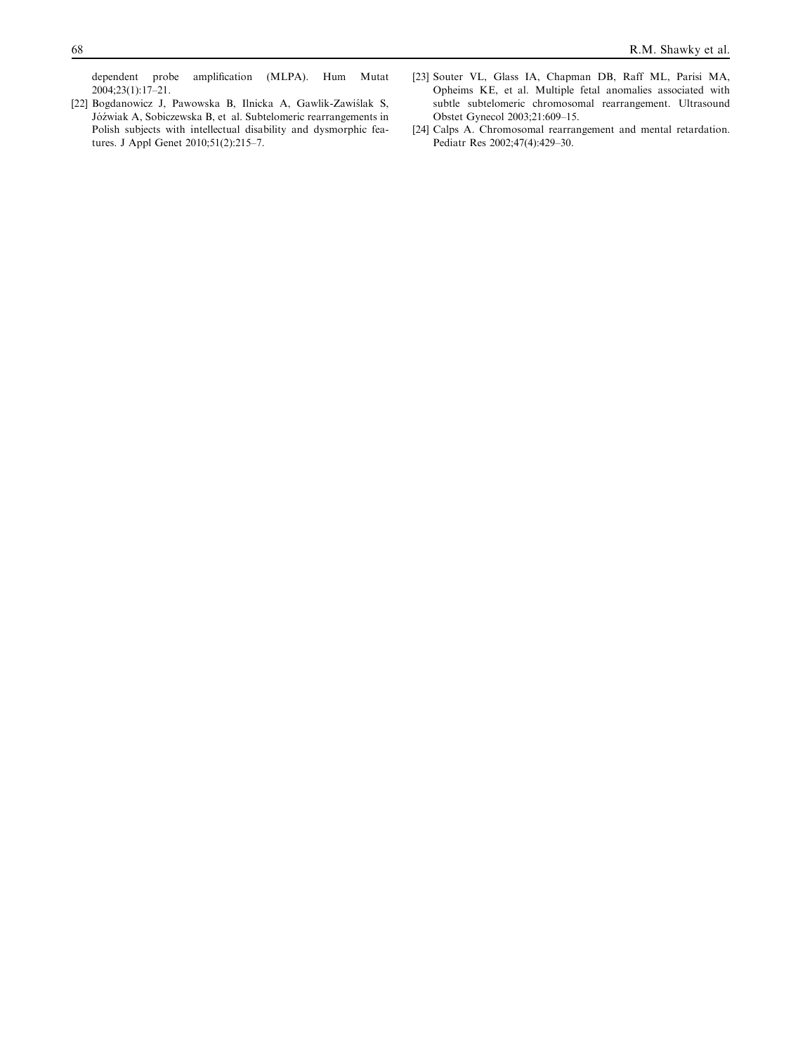dependent probe amplification (MLPA). Hum Mutat 2004;23(1):17–21.

[22] Bogdanowicz J, Pawowska B, Ilnicka A, Gawlik-Zawiślak S, Jóźwiak A, Sobiczewska B, et al. Subtelomeric rearrangements in Polish subjects with intellectual disability and dysmorphic features. J Appl Genet 2010;51(2):215–7.

[23] Souter VL, Glass IA, Chapman DB, Raff ML, Parisi MA, Opheims KE, et al. Multiple fetal anomalies associated with subtle subtelomeric chromosomal rearrangement. Ultrasound Obstet Gynecol 2003;21:609–15.

[24] Calps A. Chromosomal rearrangement and mental retardation. Pediatr Res 2002;47(4):429–30.